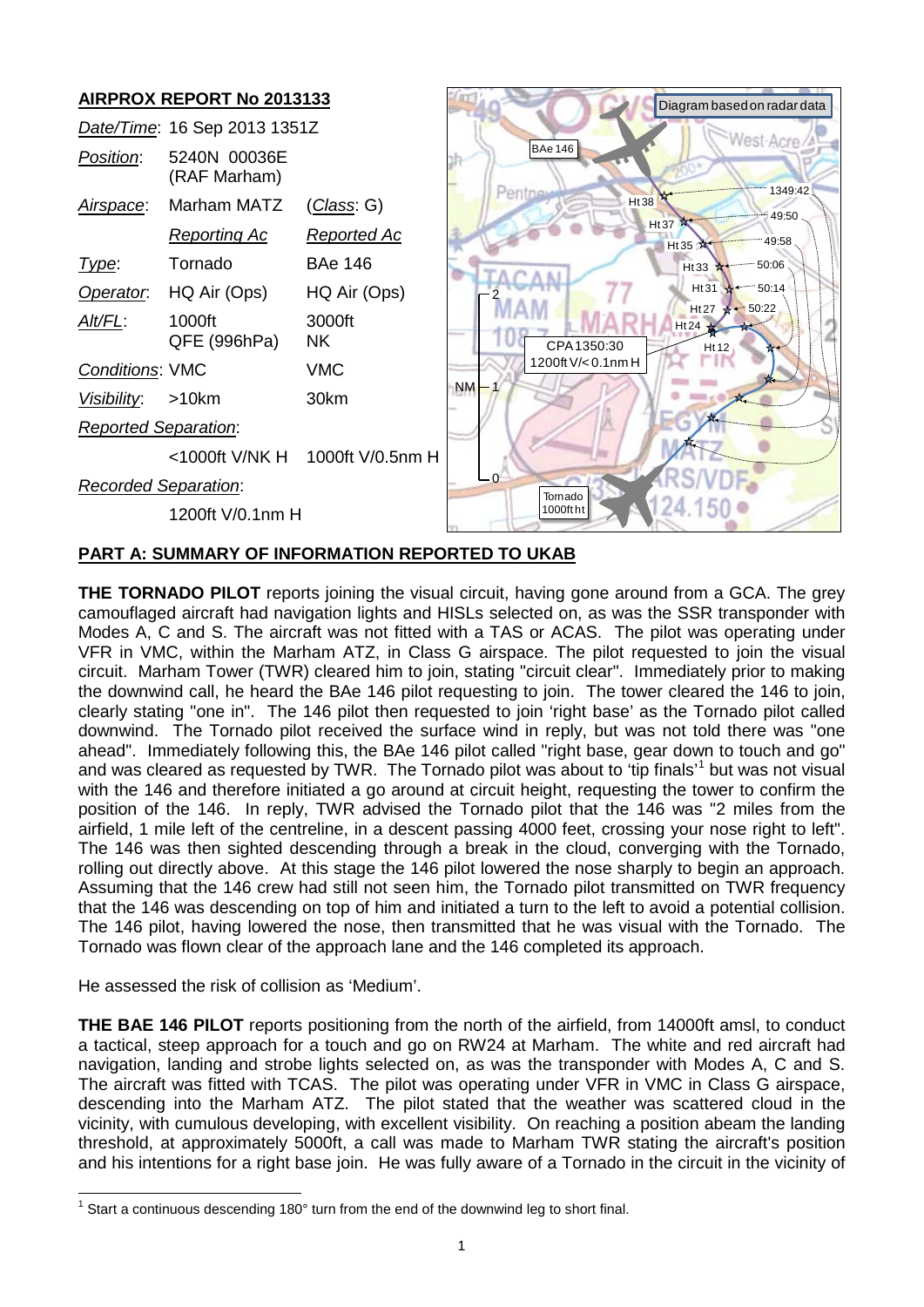## AIRPROX REPORT No 2013133

| | | |
|---|---|---|
| *Date/Time*: | 16 Sep 2013 1351Z | |
| *Position*: | 5240N 00036E (RAF Marham) | |
| *Airspace*: | Marham MATZ | (*Class*: G) |
| | *Reporting Ac* | *Reported Ac* |
| *Type*: | Tornado | BAe 146 |
| *Operator*: | HQ Air (Ops) | HQ Air (Ops) |
| *Alt/FL*: | 1000ft QFE (996hPa) | 3000ft NK |
| *Conditions*: | VMC | VMC |
| *Visibility*: | >10km | 30km |
| *Reported Separation*: | | |
| | <1000ft V/NK H | 1000ft V/0.5nm H |
| *Recorded Separation*: | | |
| | 1200ft V/0.1nm H | |

Diagram based on radar data

## PART A: SUMMARY OF INFORMATION REPORTED TO UKAB

**THE TORNADO PILOT** reports joining the visual circuit, having gone around from a GCA. The grey camouflaged aircraft had navigation lights and HISLs selected on, as was the SSR transponder with Modes A, C and S. The aircraft was not fitted with a TAS or ACAS. The pilot was operating under VFR in VMC, within the Marham ATZ, in Class G airspace. The pilot requested to join the visual circuit. Marham Tower (TWR) cleared him to join, stating "circuit clear". Immediately prior to making the downwind call, he heard the BAe 146 pilot requesting to join. The tower cleared the 146 to join, clearly stating "one in". The 146 pilot then requested to join 'right base' as the Tornado pilot called downwind. The Tornado pilot received the surface wind in reply, but was not told there was "one ahead". Immediately following this, the BAe 146 pilot called "right base, gear down to touch and go" and was cleared as requested by TWR. The Tornado pilot was about to 'tip finals'[1] but was not visual with the 146 and therefore initiated a go around at circuit height, requesting the tower to confirm the position of the 146. In reply, TWR advised the Tornado pilot that the 146 was "2 miles from the airfield, 1 mile left of the centreline, in a descent passing 4000 feet, crossing your nose right to left". The 146 was then sighted descending through a break in the cloud, converging with the Tornado, rolling out directly above. At this stage the 146 pilot lowered the nose sharply to begin an approach. Assuming that the 146 crew had still not seen him, the Tornado pilot transmitted on TWR frequency that the 146 was descending on top of him and initiated a turn to the left to avoid a potential collision. The 146 pilot, having lowered the nose, then transmitted that he was visual with the Tornado. The Tornado was flown clear of the approach lane and the 146 completed its approach.

He assessed the risk of collision as 'Medium'.

**THE BAE 146 PILOT** reports positioning from the north of the airfield, from 14000ft amsl, to conduct a tactical, steep approach for a touch and go on RW24 at Marham. The white and red aircraft had navigation, landing and strobe lights selected on, as was the transponder with Modes A, C and S. The aircraft was fitted with TCAS. The pilot was operating under VFR in VMC in Class G airspace, descending into the Marham ATZ. The pilot stated that the weather was scattered cloud in the vicinity, with cumulous developing, with excellent visibility. On reaching a position abeam the landing threshold, at approximately 5000ft, a call was made to Marham TWR stating the aircraft's position and his intentions for a right base join. He was fully aware of a Tornado in the circuit in the vicinity of

[1] Start a continuous descending 180° turn from the end of the downwind leg to short final.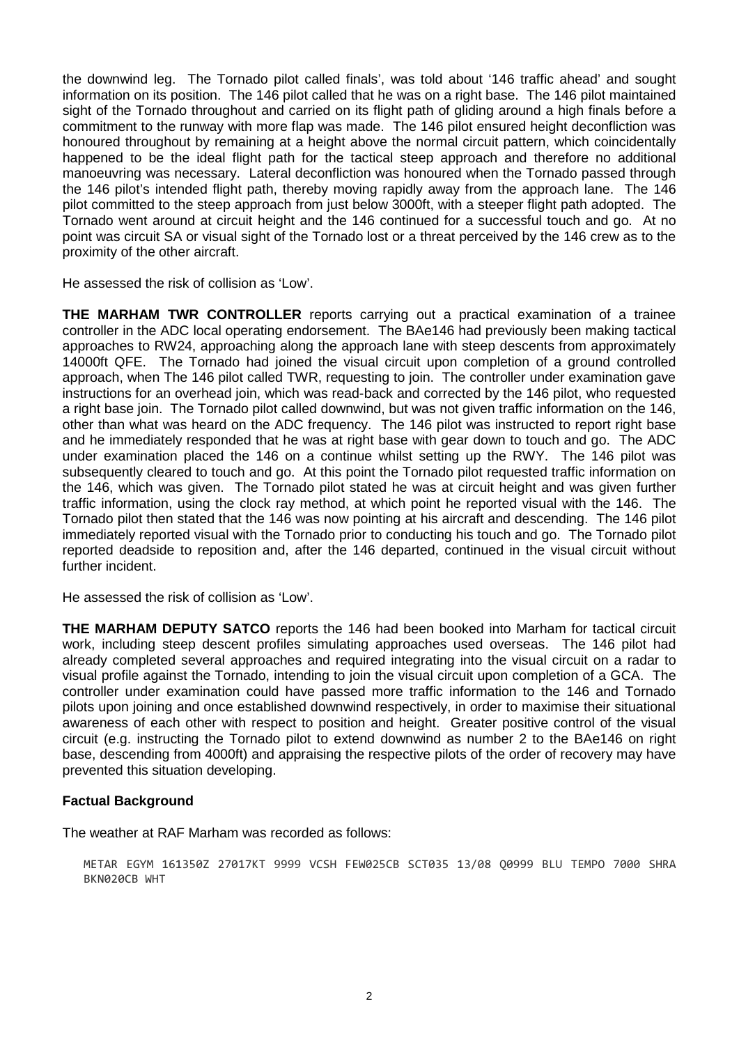the downwind leg. The Tornado pilot called finals', was told about '146 traffic ahead' and sought information on its position. The 146 pilot called that he was on a right base. The 146 pilot maintained sight of the Tornado throughout and carried on its flight path of gliding around a high finals before a commitment to the runway with more flap was made. The 146 pilot ensured height deconfliction was honoured throughout by remaining at a height above the normal circuit pattern, which coincidentally happened to be the ideal flight path for the tactical steep approach and therefore no additional manoeuvring was necessary. Lateral deconfliction was honoured when the Tornado passed through the 146 pilot's intended flight path, thereby moving rapidly away from the approach lane. The 146 pilot committed to the steep approach from just below 3000ft, with a steeper flight path adopted. The Tornado went around at circuit height and the 146 continued for a successful touch and go. At no point was circuit SA or visual sight of the Tornado lost or a threat perceived by the 146 crew as to the proximity of the other aircraft.

He assessed the risk of collision as 'Low'.

**THE MARHAM TWR CONTROLLER** reports carrying out a practical examination of a trainee controller in the ADC local operating endorsement. The BAe146 had previously been making tactical approaches to RW24, approaching along the approach lane with steep descents from approximately 14000ft QFE. The Tornado had joined the visual circuit upon completion of a ground controlled approach, when The 146 pilot called TWR, requesting to join. The controller under examination gave instructions for an overhead join, which was read-back and corrected by the 146 pilot, who requested a right base join. The Tornado pilot called downwind, but was not given traffic information on the 146, other than what was heard on the ADC frequency. The 146 pilot was instructed to report right base and he immediately responded that he was at right base with gear down to touch and go. The ADC under examination placed the 146 on a continue whilst setting up the RWY. The 146 pilot was subsequently cleared to touch and go. At this point the Tornado pilot requested traffic information on the 146, which was given. The Tornado pilot stated he was at circuit height and was given further traffic information, using the clock ray method, at which point he reported visual with the 146. The Tornado pilot then stated that the 146 was now pointing at his aircraft and descending. The 146 pilot immediately reported visual with the Tornado prior to conducting his touch and go. The Tornado pilot reported deadside to reposition and, after the 146 departed, continued in the visual circuit without further incident.

He assessed the risk of collision as 'Low'.

**THE MARHAM DEPUTY SATCO** reports the 146 had been booked into Marham for tactical circuit work, including steep descent profiles simulating approaches used overseas. The 146 pilot had already completed several approaches and required integrating into the visual circuit on a radar to visual profile against the Tornado, intending to join the visual circuit upon completion of a GCA. The controller under examination could have passed more traffic information to the 146 and Tornado pilots upon joining and once established downwind respectively, in order to maximise their situational awareness of each other with respect to position and height. Greater positive control of the visual circuit (e.g. instructing the Tornado pilot to extend downwind as number 2 to the BAe146 on right base, descending from 4000ft) and appraising the respective pilots of the order of recovery may have prevented this situation developing.

### Factual Background

The weather at RAF Marham was recorded as follows:

```
METAR EGYM 161350Z 27017KT 9999 VCSH FEW025CB SCT035 13/08 Q0999 BLU TEMPO 7000 SHRA
BKN020CB WHT
```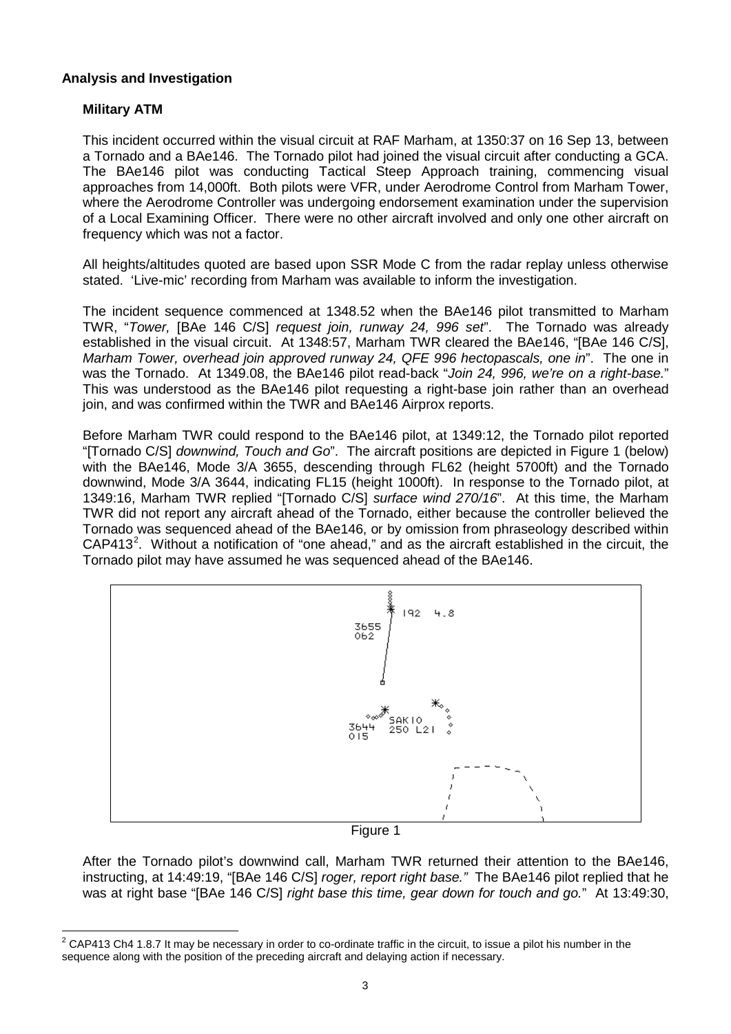**Analysis and Investigation**

**Military ATM**

This incident occurred within the visual circuit at RAF Marham, at 1350:37 on 16 Sep 13, between a Tornado and a BAe146. The Tornado pilot had joined the visual circuit after conducting a GCA. The BAe146 pilot was conducting Tactical Steep Approach training, commencing visual approaches from 14,000ft. Both pilots were VFR, under Aerodrome Control from Marham Tower, where the Aerodrome Controller was undergoing endorsement examination under the supervision of a Local Examining Officer. There were no other aircraft involved and only one other aircraft on frequency which was not a factor.

All heights/altitudes quoted are based upon SSR Mode C from the radar replay unless otherwise stated. 'Live-mic' recording from Marham was available to inform the investigation.

The incident sequence commenced at 1348.52 when the BAe146 pilot transmitted to Marham TWR, "*Tower,* [BAe 146 C/S] *request join, runway 24, 996 set*". The Tornado was already established in the visual circuit. At 1348:57, Marham TWR cleared the BAe146, "[BAe 146 C/S], *Marham Tower, overhead join approved runway 24, QFE 996 hectopascals, one in*". The one in was the Tornado. At 1349.08, the BAe146 pilot read-back "*Join 24, 996, we're on a right-base.*" This was understood as the BAe146 pilot requesting a right-base join rather than an overhead join, and was confirmed within the TWR and BAe146 Airprox reports.

Before Marham TWR could respond to the BAe146 pilot, at 1349:12, the Tornado pilot reported "[Tornado C/S] *downwind, Touch and Go*". The aircraft positions are depicted in Figure 1 (below) with the BAe146, Mode 3/A 3655, descending through FL62 (height 5700ft) and the Tornado downwind, Mode 3/A 3644, indicating FL15 (height 1000ft). In response to the Tornado pilot, at 1349:16, Marham TWR replied "[Tornado C/S] *surface wind 270/16*". At this time, the Marham TWR did not report any aircraft ahead of the Tornado, either because the controller believed the Tornado was sequenced ahead of the BAe146, or by omission from phraseology described within CAP413[2]. Without a notification of "one ahead," and as the aircraft established in the circuit, the Tornado pilot may have assumed he was sequenced ahead of the BAe146.

Figure 1

After the Tornado pilot's downwind call, Marham TWR returned their attention to the BAe146, instructing, at 14:49:19, "[BAe 146 C/S] *roger, report right base."* The BAe146 pilot replied that he was at right base "[BAe 146 C/S] *right base this time, gear down for touch and go.*" At 13:49:30,

[2] CAP413 Ch4 1.8.7 It may be necessary in order to co-ordinate traffic in the circuit, to issue a pilot his number in the sequence along with the position of the preceding aircraft and delaying action if necessary.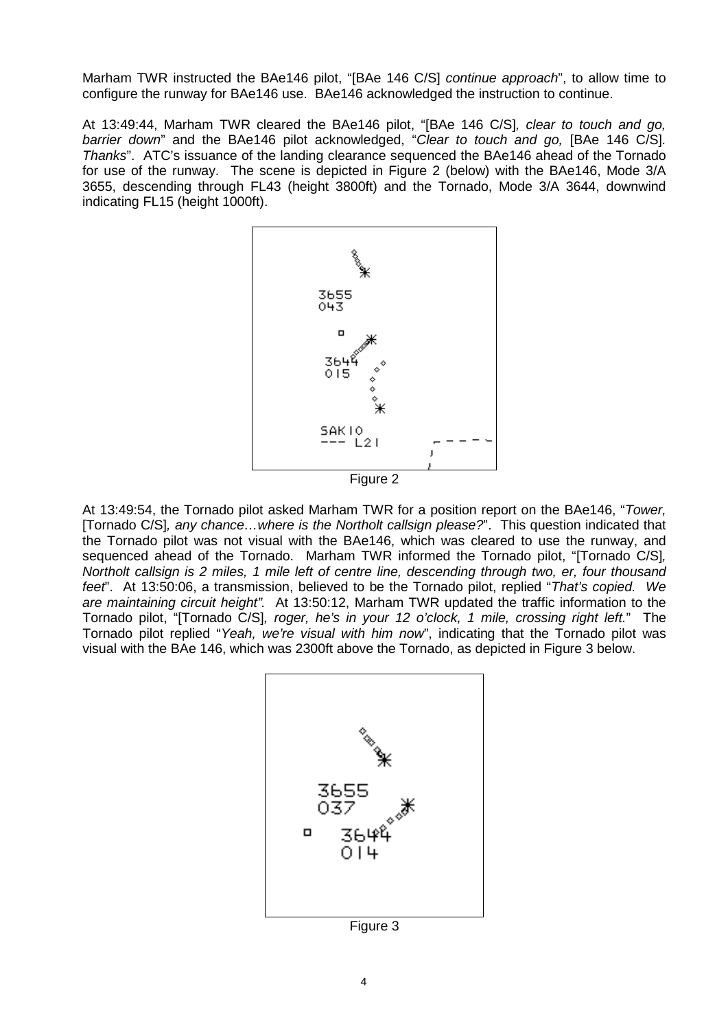Marham TWR instructed the BAe146 pilot, "[BAe 146 C/S] *continue approach*", to allow time to configure the runway for BAe146 use. BAe146 acknowledged the instruction to continue.

At 13:49:44, Marham TWR cleared the BAe146 pilot, "[BAe 146 C/S]*, clear to touch and go, barrier down*" and the BAe146 pilot acknowledged, "*Clear to touch and go,* [BAe 146 C/S]*. Thanks*". ATC's issuance of the landing clearance sequenced the BAe146 ahead of the Tornado for use of the runway. The scene is depicted in Figure 2 (below) with the BAe146, Mode 3/A 3655, descending through FL43 (height 3800ft) and the Tornado, Mode 3/A 3644, downwind indicating FL15 (height 1000ft).

Figure 2

At 13:49:54, the Tornado pilot asked Marham TWR for a position report on the BAe146, "*Tower,* [Tornado C/S]*, any chance…where is the Northolt callsign please?*". This question indicated that the Tornado pilot was not visual with the BAe146, which was cleared to use the runway, and sequenced ahead of the Tornado. Marham TWR informed the Tornado pilot, "[Tornado C/S]*, Northolt callsign is 2 miles, 1 mile left of centre line, descending through two, er, four thousand feet*". At 13:50:06, a transmission, believed to be the Tornado pilot, replied "*That's copied. We are maintaining circuit height".* At 13:50:12, Marham TWR updated the traffic information to the Tornado pilot, "[Tornado C/S]*, roger, he's in your 12 o'clock, 1 mile, crossing right left.*" The Tornado pilot replied "*Yeah, we're visual with him now*", indicating that the Tornado pilot was visual with the BAe 146, which was 2300ft above the Tornado, as depicted in Figure 3 below.

Figure 3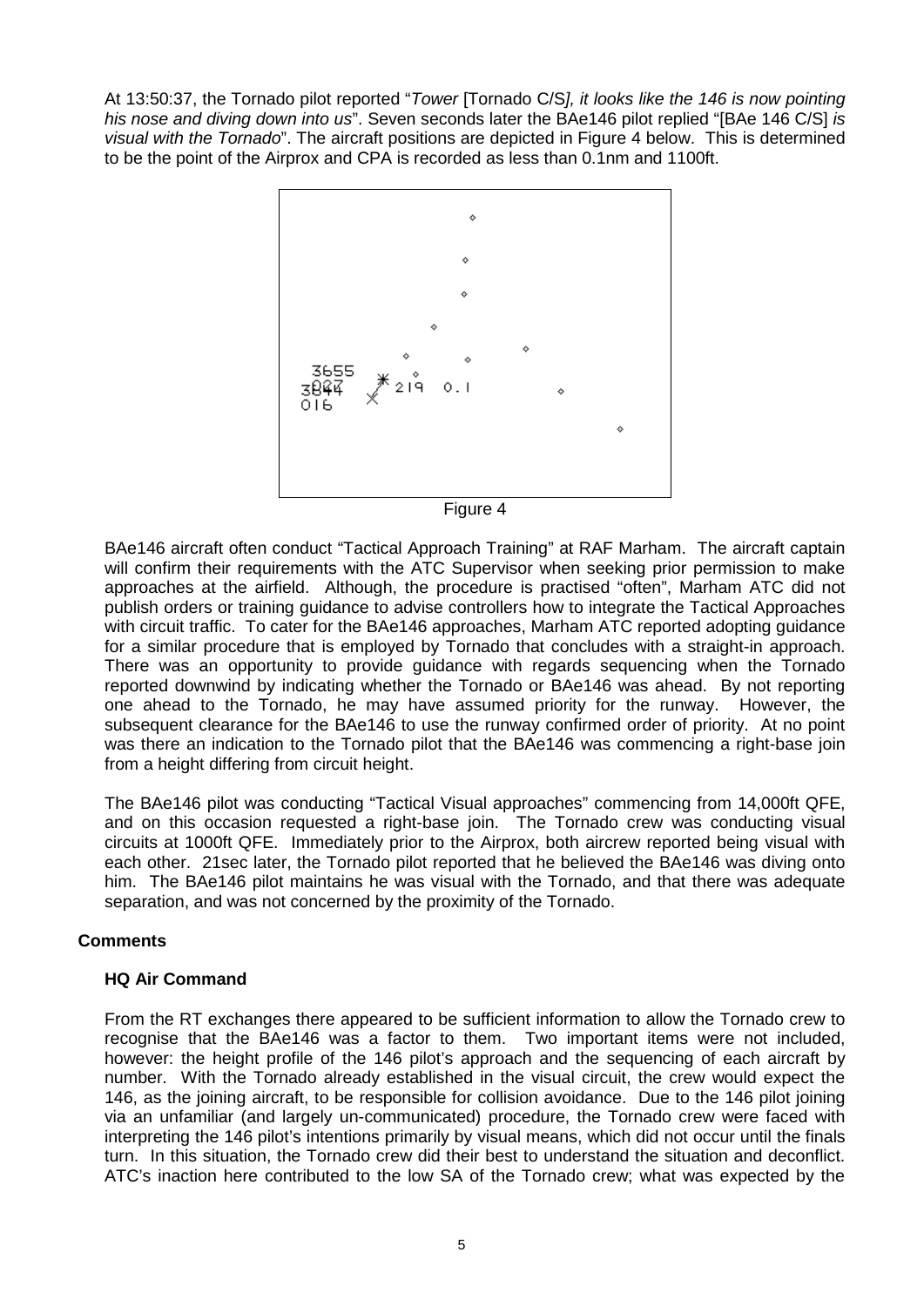At 13:50:37, the Tornado pilot reported "*Tower* [Tornado C/S]*, it looks like the 146 is now pointing his nose and diving down into us*". Seven seconds later the BAe146 pilot replied "[BAe 146 C/S] *is visual with the Tornado*". The aircraft positions are depicted in Figure 4 below. This is determined to be the point of the Airprox and CPA is recorded as less than 0.1nm and 1100ft.

Figure 4

BAe146 aircraft often conduct "Tactical Approach Training" at RAF Marham. The aircraft captain will confirm their requirements with the ATC Supervisor when seeking prior permission to make approaches at the airfield. Although, the procedure is practised "often", Marham ATC did not publish orders or training guidance to advise controllers how to integrate the Tactical Approaches with circuit traffic. To cater for the BAe146 approaches, Marham ATC reported adopting guidance for a similar procedure that is employed by Tornado that concludes with a straight-in approach. There was an opportunity to provide guidance with regards sequencing when the Tornado reported downwind by indicating whether the Tornado or BAe146 was ahead. By not reporting one ahead to the Tornado, he may have assumed priority for the runway. However, the subsequent clearance for the BAe146 to use the runway confirmed order of priority. At no point was there an indication to the Tornado pilot that the BAe146 was commencing a right-base join from a height differing from circuit height.

The BAe146 pilot was conducting "Tactical Visual approaches" commencing from 14,000ft QFE, and on this occasion requested a right-base join. The Tornado crew was conducting visual circuits at 1000ft QFE. Immediately prior to the Airprox, both aircrew reported being visual with each other. 21sec later, the Tornado pilot reported that he believed the BAe146 was diving onto him. The BAe146 pilot maintains he was visual with the Tornado, and that there was adequate separation, and was not concerned by the proximity of the Tornado.

## Comments

### HQ Air Command

From the RT exchanges there appeared to be sufficient information to allow the Tornado crew to recognise that the BAe146 was a factor to them. Two important items were not included, however: the height profile of the 146 pilot's approach and the sequencing of each aircraft by number. With the Tornado already established in the visual circuit, the crew would expect the 146, as the joining aircraft, to be responsible for collision avoidance. Due to the 146 pilot joining via an unfamiliar (and largely un-communicated) procedure, the Tornado crew were faced with interpreting the 146 pilot's intentions primarily by visual means, which did not occur until the finals turn. In this situation, the Tornado crew did their best to understand the situation and deconflict. ATC's inaction here contributed to the low SA of the Tornado crew; what was expected by the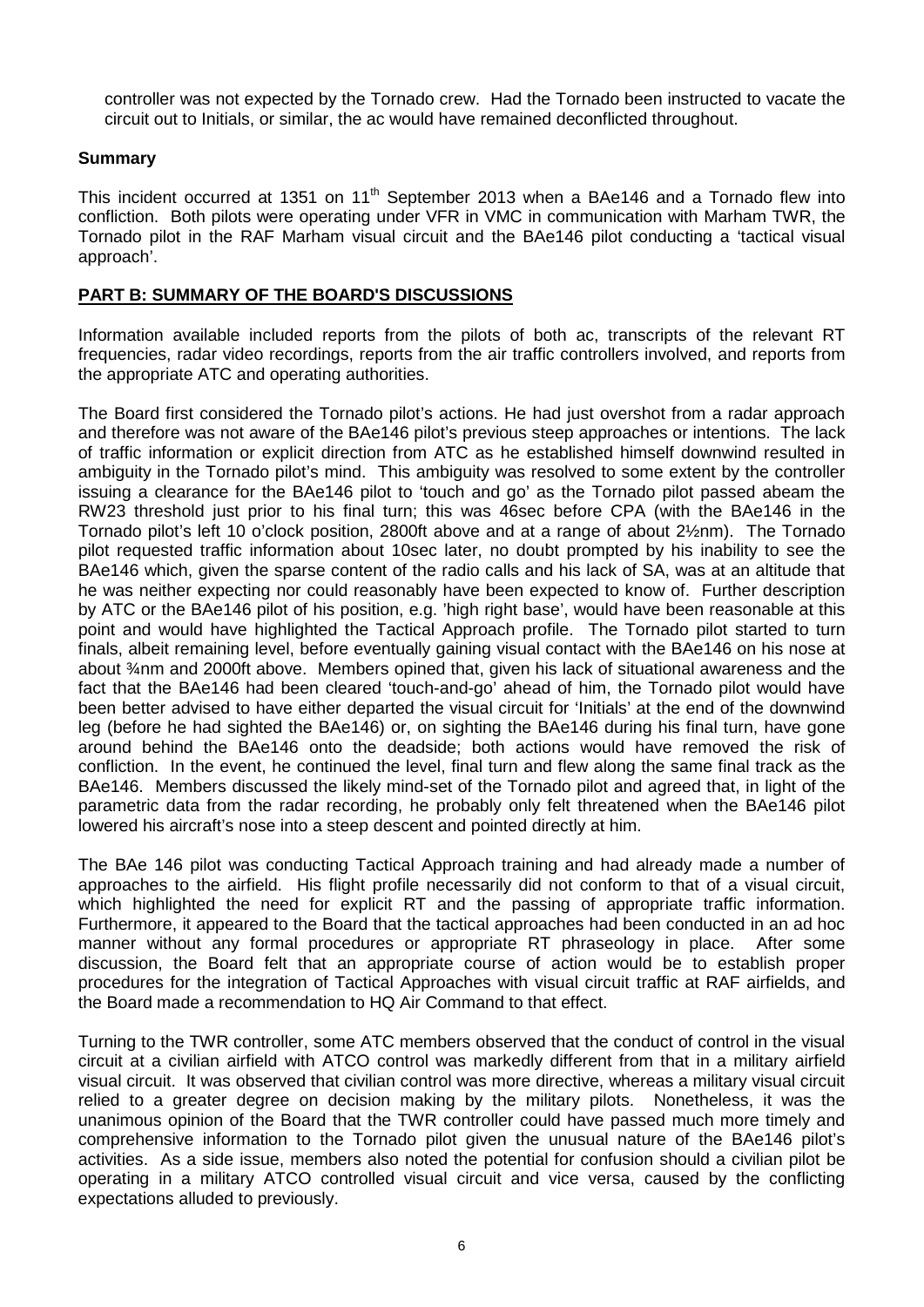controller was not expected by the Tornado crew. Had the Tornado been instructed to vacate the circuit out to Initials, or similar, the ac would have remained deconflicted throughout.

**Summary**

This incident occurred at 1351 on 11th September 2013 when a BAe146 and a Tornado flew into confliction. Both pilots were operating under VFR in VMC in communication with Marham TWR, the Tornado pilot in the RAF Marham visual circuit and the BAe146 pilot conducting a 'tactical visual approach'.

## PART B: SUMMARY OF THE BOARD'S DISCUSSIONS

Information available included reports from the pilots of both ac, transcripts of the relevant RT frequencies, radar video recordings, reports from the air traffic controllers involved, and reports from the appropriate ATC and operating authorities.

The Board first considered the Tornado pilot's actions. He had just overshot from a radar approach and therefore was not aware of the BAe146 pilot's previous steep approaches or intentions. The lack of traffic information or explicit direction from ATC as he established himself downwind resulted in ambiguity in the Tornado pilot's mind. This ambiguity was resolved to some extent by the controller issuing a clearance for the BAe146 pilot to 'touch and go' as the Tornado pilot passed abeam the RW23 threshold just prior to his final turn; this was 46sec before CPA (with the BAe146 in the Tornado pilot's left 10 o'clock position, 2800ft above and at a range of about 2½nm). The Tornado pilot requested traffic information about 10sec later, no doubt prompted by his inability to see the BAe146 which, given the sparse content of the radio calls and his lack of SA, was at an altitude that he was neither expecting nor could reasonably have been expected to know of. Further description by ATC or the BAe146 pilot of his position, e.g. 'high right base', would have been reasonable at this point and would have highlighted the Tactical Approach profile. The Tornado pilot started to turn finals, albeit remaining level, before eventually gaining visual contact with the BAe146 on his nose at about ¾nm and 2000ft above. Members opined that, given his lack of situational awareness and the fact that the BAe146 had been cleared 'touch-and-go' ahead of him, the Tornado pilot would have been better advised to have either departed the visual circuit for 'Initials' at the end of the downwind leg (before he had sighted the BAe146) or, on sighting the BAe146 during his final turn, have gone around behind the BAe146 onto the deadside; both actions would have removed the risk of confliction. In the event, he continued the level, final turn and flew along the same final track as the BAe146. Members discussed the likely mind-set of the Tornado pilot and agreed that, in light of the parametric data from the radar recording, he probably only felt threatened when the BAe146 pilot lowered his aircraft's nose into a steep descent and pointed directly at him.

The BAe 146 pilot was conducting Tactical Approach training and had already made a number of approaches to the airfield. His flight profile necessarily did not conform to that of a visual circuit, which highlighted the need for explicit RT and the passing of appropriate traffic information. Furthermore, it appeared to the Board that the tactical approaches had been conducted in an ad hoc manner without any formal procedures or appropriate RT phraseology in place. After some discussion, the Board felt that an appropriate course of action would be to establish proper procedures for the integration of Tactical Approaches with visual circuit traffic at RAF airfields, and the Board made a recommendation to HQ Air Command to that effect.

Turning to the TWR controller, some ATC members observed that the conduct of control in the visual circuit at a civilian airfield with ATCO control was markedly different from that in a military airfield visual circuit. It was observed that civilian control was more directive, whereas a military visual circuit relied to a greater degree on decision making by the military pilots. Nonetheless, it was the unanimous opinion of the Board that the TWR controller could have passed much more timely and comprehensive information to the Tornado pilot given the unusual nature of the BAe146 pilot's activities. As a side issue, members also noted the potential for confusion should a civilian pilot be operating in a military ATCO controlled visual circuit and vice versa, caused by the conflicting expectations alluded to previously.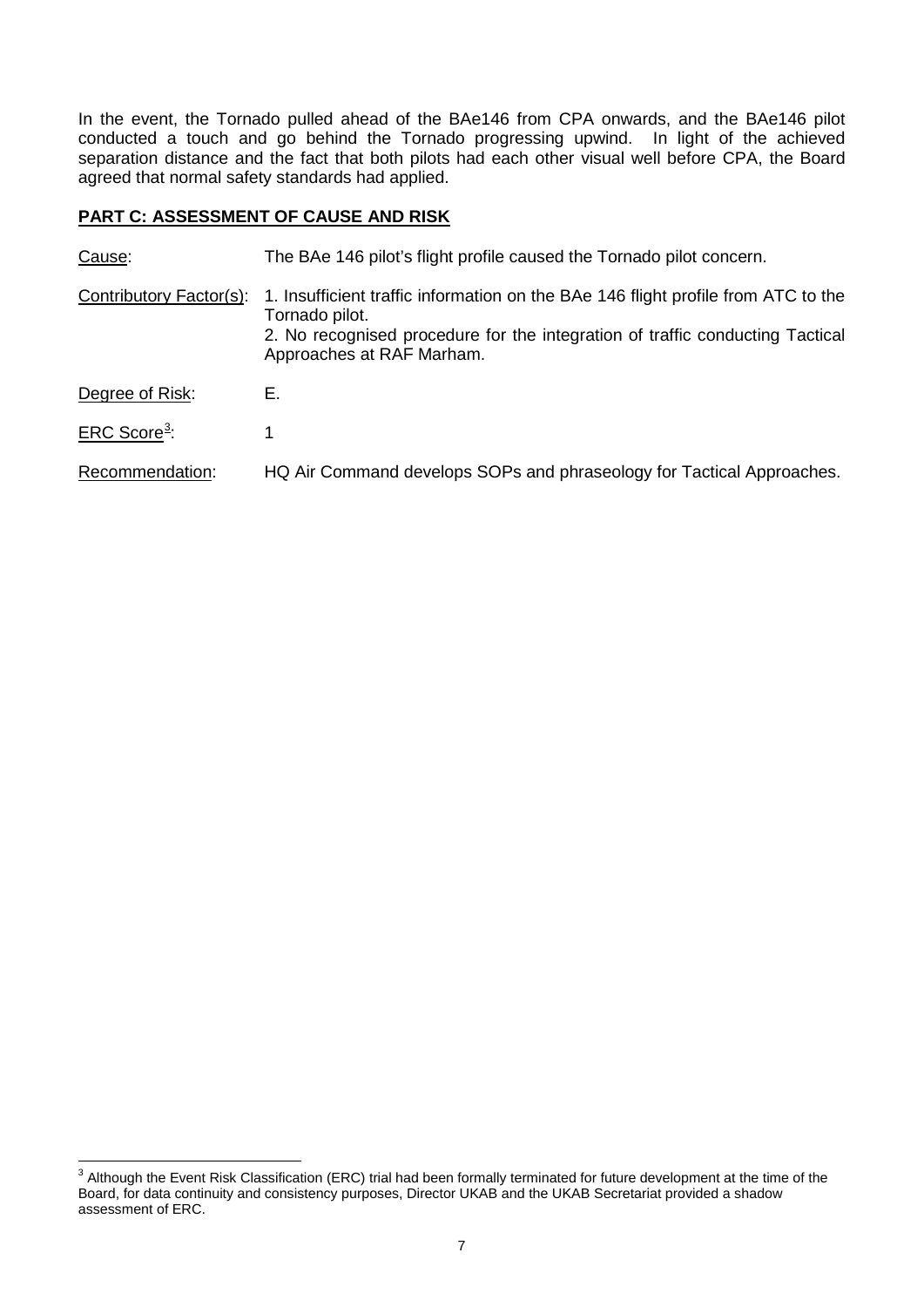In the event, the Tornado pulled ahead of the BAe146 from CPA onwards, and the BAe146 pilot conducted a touch and go behind the Tornado progressing upwind. In light of the achieved separation distance and the fact that both pilots had each other visual well before CPA, the Board agreed that normal safety standards had applied.

## PART C: ASSESSMENT OF CAUSE AND RISK

| | |
|---|---|
| Cause: | The BAe 146 pilot's flight profile caused the Tornado pilot concern. |
| Contributory Factor(s): | 1. Insufficient traffic information on the BAe 146 flight profile from ATC to the Tornado pilot.<br>2. No recognised procedure for the integration of traffic conducting Tactical Approaches at RAF Marham. |
| Degree of Risk: | E. |
| ERC Score[3]: | 1 |
| Recommendation: | HQ Air Command develops SOPs and phraseology for Tactical Approaches. |

[3] Although the Event Risk Classification (ERC) trial had been formally terminated for future development at the time of the Board, for data continuity and consistency purposes, Director UKAB and the UKAB Secretariat provided a shadow assessment of ERC.